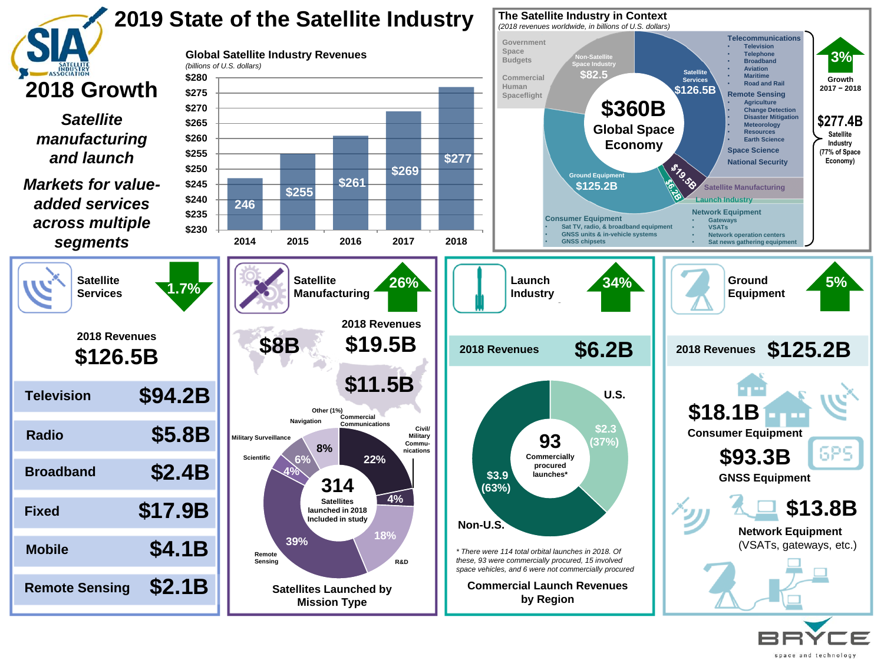# 2019 State of the Satellite Industry

## 2018 Growth

*Satellite manufacturing and launch*

*Markets for value-added services across multiple segments*

### Global Satellite Industry Revenues

*(billions of U.S. dollars)*

| Year | Revenue |
|---|---|
| 2014 | 246 |
| 2015 | $255 |
| 2016 | $261 |
| 2017 | $269 |
| 2018 | $277 |

### The Satellite Industry in Context

*(2018 revenues worldwide, in billions of U.S. dollars)*

**$360B Global Space Economy**

- Government Space Budgets
- Commercial Human Spaceflight
- Non-Satellite Space Industry: $82.5
- Satellite Services: $126.5B
  - Telecommunications
    - Television
    - Telephone
    - Broadband
    - Aviation
    - Maritime
    - Road and Rail
  - Remote Sensing
    - Agriculture
    - Change Detection
    - Disaster Mitigation
    - Meteorology
    - Resources
    - Earth Science
  - Space Science
  - National Security
- Satellite Manufacturing: $19.5B
- Launch Industry: $6.2B
- Ground Equipment: $125.2B
  - Network Equipment
    - Gateways
    - VSATs
    - Network operation centers
    - Sat news gathering equipment
  - Consumer Equipment
    - Sat TV, radio, & broadband equipment
    - GNSS units & in-vehicle systems
    - GNSS chipsets

**3%** Growth 2017 – 2018

**$277.4B** Satellite Industry (77% of Space Economy)

### Satellite Services — 1.7% (decrease)

2018 Revenues **$126.5B**

| Segment | Revenue |
|---|---|
| Television | $94.2B |
| Radio | $5.8B |
| Broadband | $2.4B |
| Fixed | $17.9B |
| Mobile | $4.1B |
| Remote Sensing | $2.1B |

### Satellite Manufacturing — 26% (increase)

2018 Revenues **$19.5B**

- Non-U.S.: $8B
- U.S.: $11.5B

**Satellites Launched by Mission Type** — 314 Satellites launched in 2018 Included in study

| Mission Type | Share |
|---|---|
| Commercial Communications | 22% |
| Civil/ Military Communications | 4% |
| R&D | 18% |
| Remote Sensing | 39% |
| Scientific | 4% |
| Military Surveillance | 6% |
| Navigation | 8% |
| Other | 1% |

### Launch Industry — 34% (increase)

2018 Revenues **$6.2B**

**Commercial Launch Revenues by Region** — 93 Commercially procured launches*

| Region | Revenue |
|---|---|
| U.S. | $2.3 (37%) |
| Non-U.S. | $3.9 (63%) |

*\* There were 114 total orbital launches in 2018. Of these, 93 were commercially procured, 15 involved space vehicles, and 6 were not commercially procured*

### Ground Equipment — 5% (increase)

2018 Revenues **$125.2B**

- **$18.1B** Consumer Equipment
- **$93.3B** GNSS Equipment
- **$13.8B** Network Equipment (VSATs, gateways, etc.)

BRYCE space and technology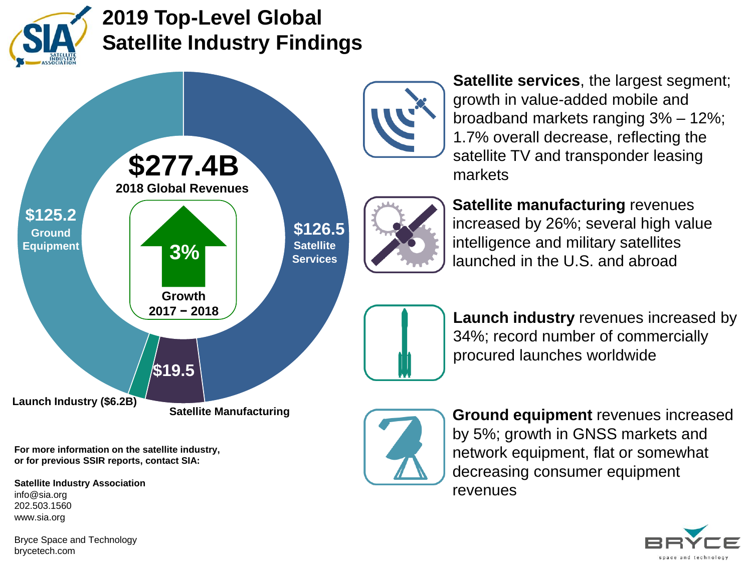# 2019 Top-Level Global Satellite Industry Findings

$277.4B
2018 Global Revenues

3%
Growth
2017 − 2018

$125.2
Ground Equipment

$126.5
Satellite Services

$19.5
Satellite Manufacturing

Launch Industry ($6.2B)

**Satellite services**, the largest segment; growth in value-added mobile and broadband markets ranging 3% – 12%; 1.7% overall decrease, reflecting the satellite TV and transponder leasing markets

**Satellite manufacturing** revenues increased by 26%; several high value intelligence and military satellites launched in the U.S. and abroad

**Launch industry** revenues increased by 34%; record number of commercially procured launches worldwide

**Ground equipment** revenues increased by 5%; growth in GNSS markets and network equipment, flat or somewhat decreasing consumer equipment revenues

**For more information on the satellite industry, or for previous SSIR reports, contact SIA:**

**Satellite Industry Association**
info@sia.org
202.503.1560
www.sia.org

Bryce Space and Technology
brycetech.com